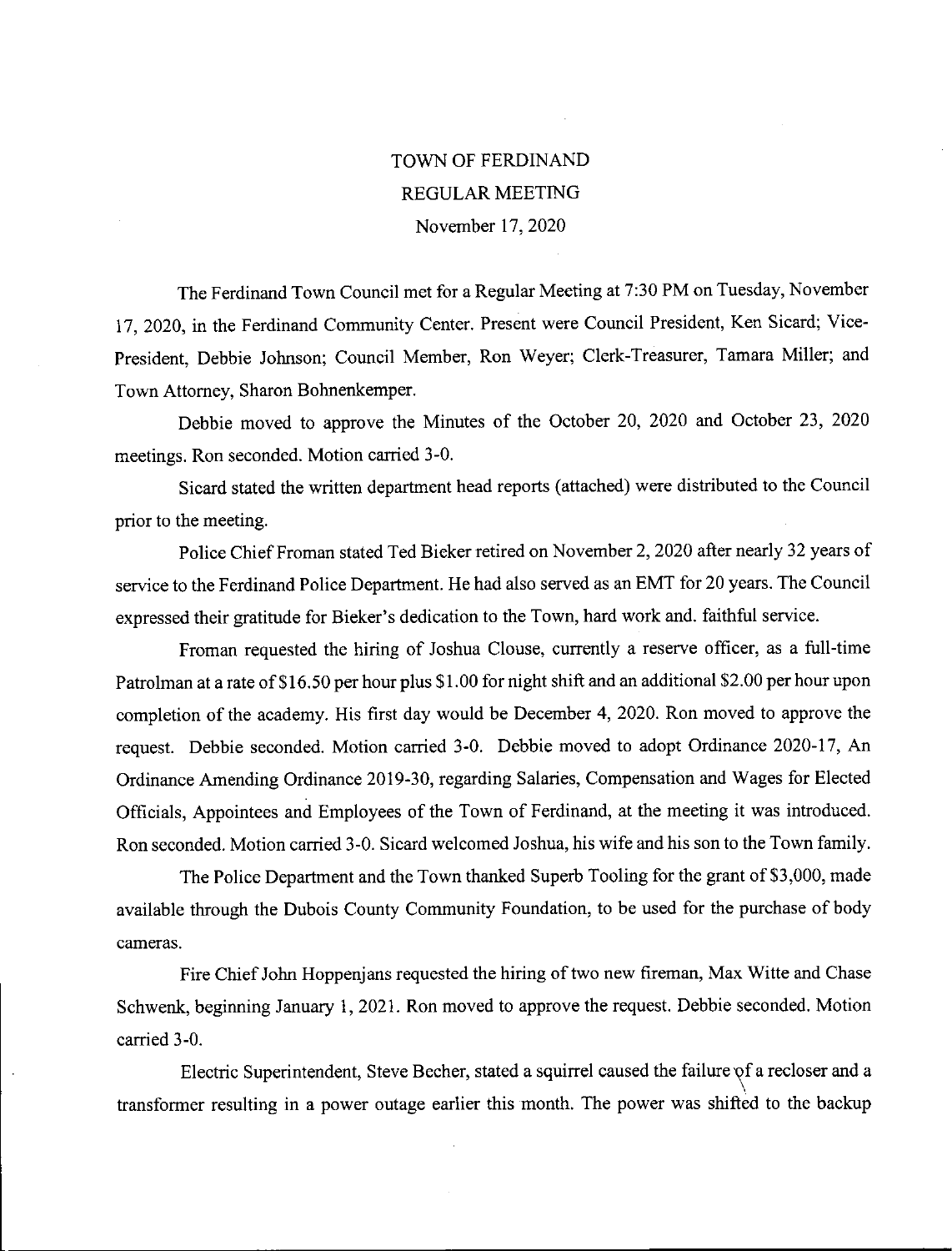# TOWN OF FERDINAND
## REGULAR MEETING
### November 17, 2020

The Ferdinand Town Council met for a Regular Meeting at 7:30 PM on Tuesday, November 17, 2020, in the Ferdinand Community Center. Present were Council President, Ken Sicard; Vice-President, Debbie Johnson; Council Member, Ron Weyer; Clerk-Treasurer, Tamara Miller; and Town Attorney, Sharon Bohnenkemper.

Debbie moved to approve the Minutes of the October 20, 2020 and October 23, 2020 meetings. Ron seconded. Motion carried 3-0.

Sicard stated the written department head reports (attached) were distributed to the Council prior to the meeting.

Police Chief Froman stated Ted Bieker retired on November 2, 2020 after nearly 32 years of service to the Ferdinand Police Department. He had also served as an EMT for 20 years. The Council expressed their gratitude for Bieker's dedication to the Town, hard work and. faithful service.

Froman requested the hiring of Joshua Clouse, currently a reserve officer, as a full-time Patrolman at a rate of $16.50 per hour plus $1.00 for night shift and an additional $2.00 per hour upon completion of the academy. His first day would be December 4, 2020. Ron moved to approve the request. Debbie seconded. Motion carried 3-0. Debbie moved to adopt Ordinance 2020-17, An Ordinance Amending Ordinance 2019-30, regarding Salaries, Compensation and Wages for Elected Officials, Appointees and Employees of the Town of Ferdinand, at the meeting it was introduced. Ron seconded. Motion carried 3-0. Sicard welcomed Joshua, his wife and his son to the Town family.

The Police Department and the Town thanked Superb Tooling for the grant of $3,000, made available through the Dubois County Community Foundation, to be used for the purchase of body cameras.

Fire Chief John Hoppenjans requested the hiring of two new fireman, Max Witte and Chase Schwenk, beginning January 1, 2021. Ron moved to approve the request. Debbie seconded. Motion carried 3-0.

Electric Superintendent, Steve Becher, stated a squirrel caused the failure of a recloser and a transformer resulting in a power outage earlier this month. The power was shifted to the backup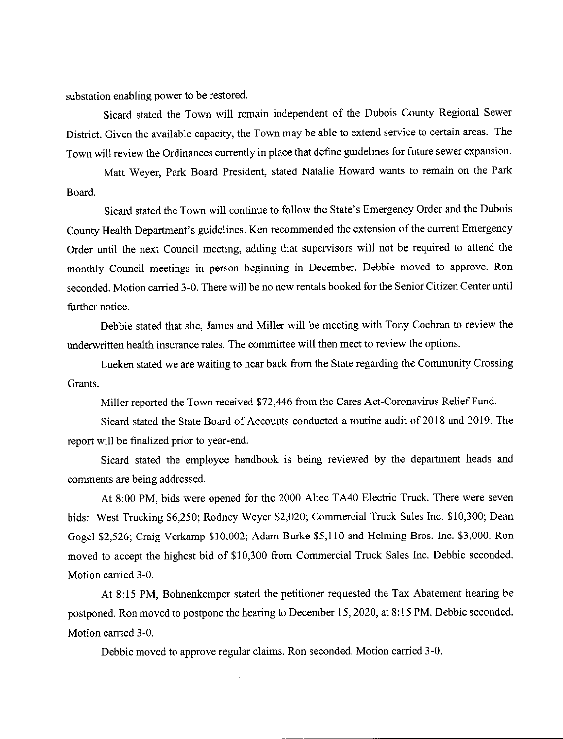substation enabling power to be restored.

Sicard stated the Town will remain independent of the Dubois County Regional Sewer District. Given the available capacity, the Town may be able to extend service to certain areas. The Town will review the Ordinances currently in place that define guidelines for future sewer expansion.

Matt Weyer, Park Board President, stated Natalie Howard wants to remain on the Park Board.

Sicard stated the Town will continue to follow the State's Emergency Order and the Dubois County Health Department's guidelines. Ken recommended the extension of the current Emergency Order until the next Council meeting, adding that supervisors will not be required to attend the monthly Council meetings in person beginning in December. Debbie moved to approve. Ron seconded. Motion carried 3-0. There will be no new rentals booked for the Senior Citizen Center until further notice.

Debbie stated that she, James and Miller will be meeting with Tony Cochran to review the underwritten health insurance rates. The committee will then meet to review the options.

Lueken stated we are waiting to hear back from the State regarding the Community Crossing Grants.

Miller reported the Town received $72,446 from the Cares Act-Coronavirus Relief Fund.

Sicard stated the State Board of Accounts conducted a routine audit of 2018 and 2019. The report will be finalized prior to year-end.

Sicard stated the employee handbook is being reviewed by the department heads and comments are being addressed.

At 8:00 PM, bids were opened for the 2000 Altec TA40 Electric Truck. There were seven bids: West Trucking $6,250; Rodney Weyer $2,020; Commercial Truck Sales Inc. $10,300; Dean Gogel $2,526; Craig Verkamp $10,002; Adam Burke $5,110 and Helming Bros. Inc. $3,000. Ron moved to accept the highest bid of $10,300 from Commercial Truck Sales Inc. Debbie seconded. Motion carried 3-0.

At 8:15 PM, Bohnenkemper stated the petitioner requested the Tax Abatement hearing be postponed. Ron moved to postpone the hearing to December 15, 2020, at 8:15 PM. Debbie seconded. Motion carried 3-0.

Debbie moved to approve regular claims. Ron seconded. Motion carried 3-0.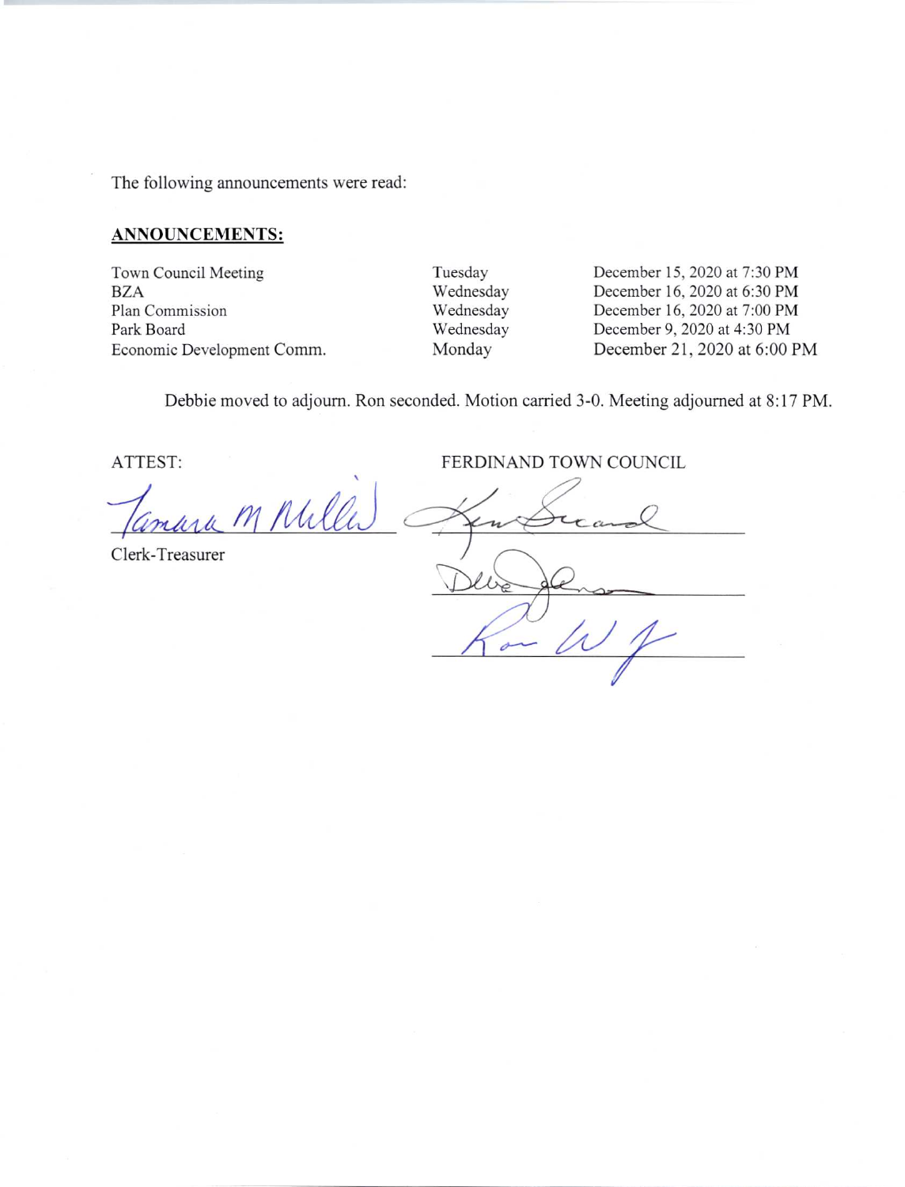The following announcements were read:

**ANNOUNCEMENTS:**

| | | |
|---|---|---|
| Town Council Meeting | Tuesday | December 15, 2020 at 7:30 PM |
| BZA | Wednesday | December 16, 2020 at 6:30 PM |
| Plan Commission | Wednesday | December 16, 2020 at 7:00 PM |
| Park Board | Wednesday | December 9, 2020 at 4:30 PM |
| Economic Development Comm. | Monday | December 21, 2020 at 6:00 PM |

Debbie moved to adjourn. Ron seconded. Motion carried 3-0. Meeting adjourned at 8:17 PM.

ATTEST: FERDINAND TOWN COUNCIL

Tamara M Miller

Clerk-Treasurer

Ken Sicard

Debbie Johnson

Ron W J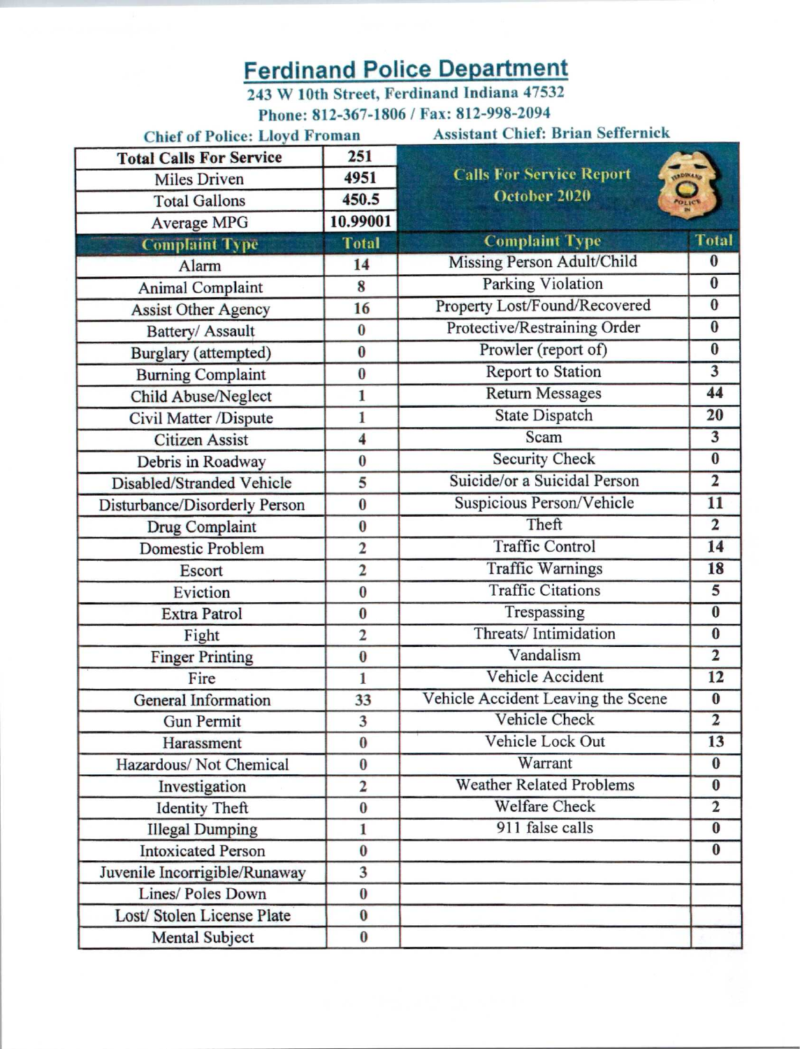# Ferdinand Police Department

**243 W 10th Street, Ferdinand Indiana 47532**

**Phone: 812-367-1806 / Fax: 812-998-2094**

**Chief of Police: Lloyd Froman** **Assistant Chief: Brian Seffernick**

| Total Calls For Service | 251 | Calls For Service Report October 2020 | |
|---|---|---|---|
| Miles Driven | 4951 | | |
| Total Gallons | 450.5 | | |
| Average MPG | 10.99001 | | |
| **Complaint Type** | **Total** | **Complaint Type** | **Total** |
| Alarm | 14 | Missing Person Adult/Child | 0 |
| Animal Complaint | 8 | Parking Violation | 0 |
| Assist Other Agency | 16 | Property Lost/Found/Recovered | 0 |
| Battery/ Assault | 0 | Protective/Restraining Order | 0 |
| Burglary (attempted) | 0 | Prowler (report of) | 0 |
| Burning Complaint | 0 | Report to Station | 3 |
| Child Abuse/Neglect | 1 | Return Messages | 44 |
| Civil Matter /Dispute | 1 | State Dispatch | 20 |
| Citizen Assist | 4 | Scam | 3 |
| Debris in Roadway | 0 | Security Check | 0 |
| Disabled/Stranded Vehicle | 5 | Suicide/or a Suicidal Person | 2 |
| Disturbance/Disorderly Person | 0 | Suspicious Person/Vehicle | 11 |
| Drug Complaint | 0 | Theft | 2 |
| Domestic Problem | 2 | Traffic Control | 14 |
| Escort | 2 | Traffic Warnings | 18 |
| Eviction | 0 | Traffic Citations | 5 |
| Extra Patrol | 0 | Trespassing | 0 |
| Fight | 2 | Threats/ Intimidation | 0 |
| Finger Printing | 0 | Vandalism | 2 |
| Fire | 1 | Vehicle Accident | 12 |
| General Information | 33 | Vehicle Accident Leaving the Scene | 0 |
| Gun Permit | 3 | Vehicle Check | 2 |
| Harassment | 0 | Vehicle Lock Out | 13 |
| Hazardous/ Not Chemical | 0 | Warrant | 0 |
| Investigation | 2 | Weather Related Problems | 0 |
| Identity Theft | 0 | Welfare Check | 2 |
| Illegal Dumping | 1 | 911 false calls | 0 |
| Intoxicated Person | 0 | | 0 |
| Juvenile Incorrigible/Runaway | 3 | | |
| Lines/ Poles Down | 0 | | |
| Lost/ Stolen License Plate | 0 | | |
| Mental Subject | 0 | | |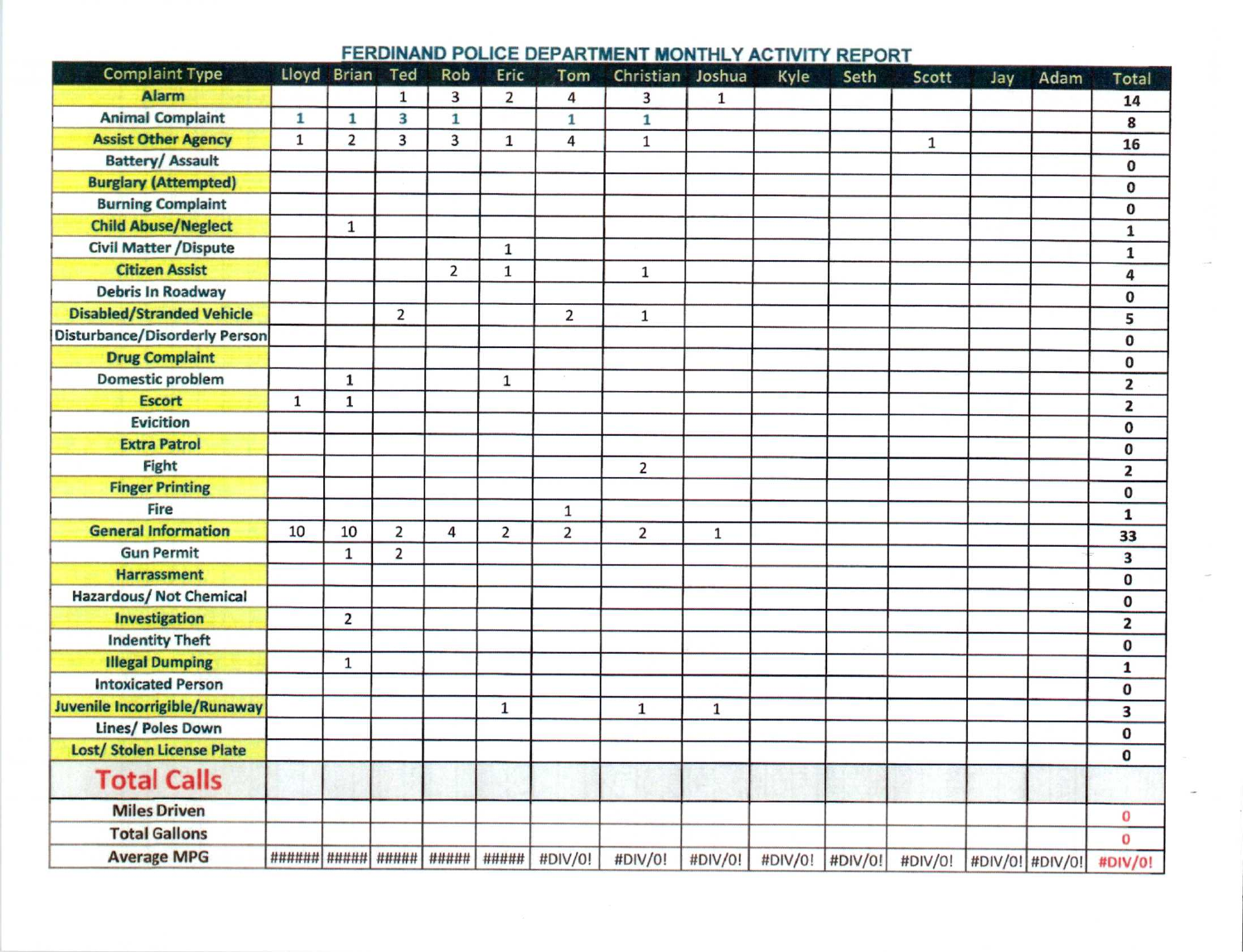# FERDINAND POLICE DEPARTMENT MONTHLY ACTIVITY REPORT

| Complaint Type | Lloyd | Brian | Ted | Rob | Eric | Tom | Christian | Joshua | Kyle | Seth | Scott | Jay | Adam | Total |
|---|---|---|---|---|---|---|---|---|---|---|---|---|---|---|
| Alarm | | | 1 | 3 | 2 | 4 | 3 | 1 | | | | | | 14 |
| Animal Complaint | 1 | 1 | 3 | 1 | | 1 | 1 | | | | | | | 8 |
| Assist Other Agency | 1 | 2 | 3 | 3 | 1 | 4 | 1 | | | | 1 | | | 16 |
| Battery/ Assault | | | | | | | | | | | | | | 0 |
| Burglary (Attempted) | | | | | | | | | | | | | | 0 |
| Burning Complaint | | | | | | | | | | | | | | 0 |
| Child Abuse/Neglect | | 1 | | | | | | | | | | | | 1 |
| Civil Matter /Dispute | | | | | 1 | | | | | | | | | 1 |
| Citizen Assist | | | | 2 | 1 | | 1 | | | | | | | 4 |
| Debris In Roadway | | | | | | | | | | | | | | 0 |
| Disabled/Stranded Vehicle | | | 2 | | | 2 | 1 | | | | | | | 5 |
| Disturbance/Disorderly Person | | | | | | | | | | | | | | 0 |
| Drug Complaint | | | | | | | | | | | | | | 0 |
| Domestic problem | | 1 | | | 1 | | | | | | | | | 2 |
| Escort | 1 | 1 | | | | | | | | | | | | 2 |
| Evicition | | | | | | | | | | | | | | 0 |
| Extra Patrol | | | | | | | | | | | | | | 0 |
| Fight | | | | | | | 2 | | | | | | | 2 |
| Finger Printing | | | | | | | | | | | | | | 0 |
| Fire | | | | | | 1 | | | | | | | | 1 |
| General Information | 10 | 10 | 2 | 4 | 2 | 2 | 2 | 1 | | | | | | 33 |
| Gun Permit | | 1 | 2 | | | | | | | | | | | 3 |
| Harrassment | | | | | | | | | | | | | | 0 |
| Hazardous/ Not Chemical | | | | | | | | | | | | | | 0 |
| Investigation | | 2 | | | | | | | | | | | | 2 |
| Indentity Theft | | | | | | | | | | | | | | 0 |
| Illegal Dumping | | 1 | | | | | | | | | | | | 1 |
| Intoxicated Person | | | | | | | | | | | | | | 0 |
| Juvenile Incorrigible/Runaway | | | | | 1 | | 1 | 1 | | | | | | 3 |
| Lines/ Poles Down | | | | | | | | | | | | | | 0 |
| Lost/ Stolen License Plate | | | | | | | | | | | | | | 0 |
| **Total Calls** | | | | | | | | | | | | | | |
| Miles Driven | | | | | | | | | | | | | | 0 |
| Total Gallons | | | | | | | | | | | | | | 0 |
| Average MPG | ###### | ##### | ##### | ##### | ##### | #DIV/0! | #DIV/0! | #DIV/0! | #DIV/0! | #DIV/0! | #DIV/0! | #DIV/0! | #DIV/0! | #DIV/0! |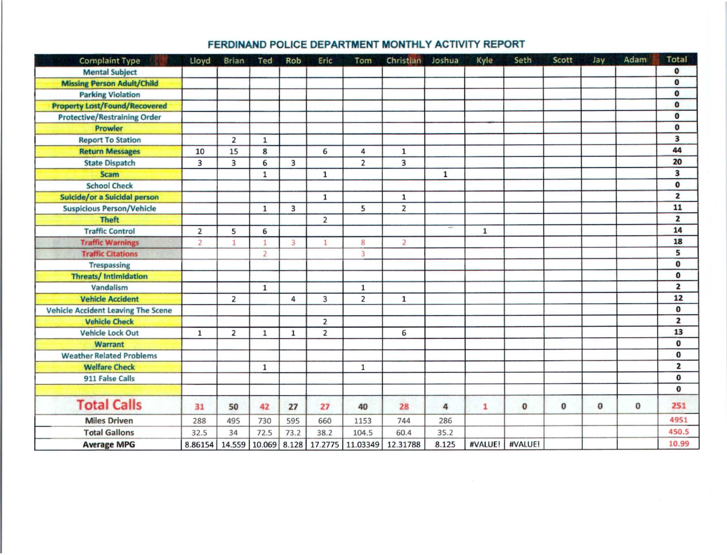# FERDINAND POLICE DEPARTMENT MONTHLY ACTIVITY REPORT

| Complaint Type | Lloyd | Brian | Ted | Rob | Eric | Tom | Christian | Joshua | Kyle | Seth | Scott | Jay | Adam | Total |
|---|---|---|---|---|---|---|---|---|---|---|---|---|---|---|
| Mental Subject | | | | | | | | | | | | | | 0 |
| Missing Person Adult/Child | | | | | | | | | | | | | | 0 |
| Parking Violation | | | | | | | | | | | | | | 0 |
| Property Lost/Found/Recovered | | | | | | | | | | | | | | 0 |
| Protective/Restraining Order | | | | | | | | | | | | | | 0 |
| Prowler | | | | | | | | | | | | | | 0 |
| Report To Station | | 2 | 1 | | | | | | | | | | | 3 |
| Return Messages | 10 | 15 | 8 | | 6 | 4 | 1 | | | | | | | 44 |
| State Dispatch | 3 | 3 | 6 | 3 | | 2 | 3 | | | | | | | 20 |
| Scam | | | 1 | | 1 | | | 1 | | | | | | 3 |
| School Check | | | | | | | | | | | | | | 0 |
| Suicide/or a Suicidal person | | | | | 1 | | 1 | | | | | | | 2 |
| Suspicious Person/Vehicle | | | 1 | 3 | | 5 | 2 | | | | | | | 11 |
| Theft | | | | | 2 | | | | | | | | | 2 |
| Traffic Control | 2 | 5 | 6 | | | | | | 1 | | | | | 14 |
| Traffic Warnings | 2 | 1 | 1 | 3 | 1 | 8 | 2 | | | | | | | 18 |
| Traffic Citations | | | 2 | | | 3 | | | | | | | | 5 |
| Trespassing | | | | | | | | | | | | | | 0 |
| Threats/ Intimidation | | | | | | | | | | | | | | 0 |
| Vandalism | | | 1 | | | 1 | | | | | | | | 2 |
| Vehicle Accident | | 2 | | 4 | 3 | 2 | 1 | | | | | | | 12 |
| Vehicle Accident Leaving The Scene | | | | | | | | | | | | | | 0 |
| Vehicle Check | | | | | 2 | | | | | | | | | 2 |
| Vehicle Lock Out | 1 | 2 | 1 | 1 | 2 | | 6 | | | | | | | 13 |
| Warrant | | | | | | | | | | | | | | 0 |
| Weather Related Problems | | | | | | | | | | | | | | 0 |
| Welfare Check | | | 1 | | | 1 | | | | | | | | 2 |
| 911 False Calls | | | | | | | | | | | | | | 0 |
| | | | | | | | | | | | | | | 0 |
| **Total Calls** | 31 | 50 | 42 | 27 | 27 | 40 | 28 | 4 | 1 | 0 | 0 | 0 | 0 | 251 |
| Miles Driven | 288 | 495 | 730 | 595 | 660 | 1153 | 744 | 286 | | | | | | 4951 |
| Total Gallons | 32.5 | 34 | 72.5 | 73.2 | 38.2 | 104.5 | 60.4 | 35.2 | | | | | | 450.5 |
| Average MPG | 8.86154 | 14.559 | 10.069 | 8.128 | 17.2775 | 11.03349 | 12.31788 | 8.125 | #VALUE! | #VALUE! | | | | 10.99 |